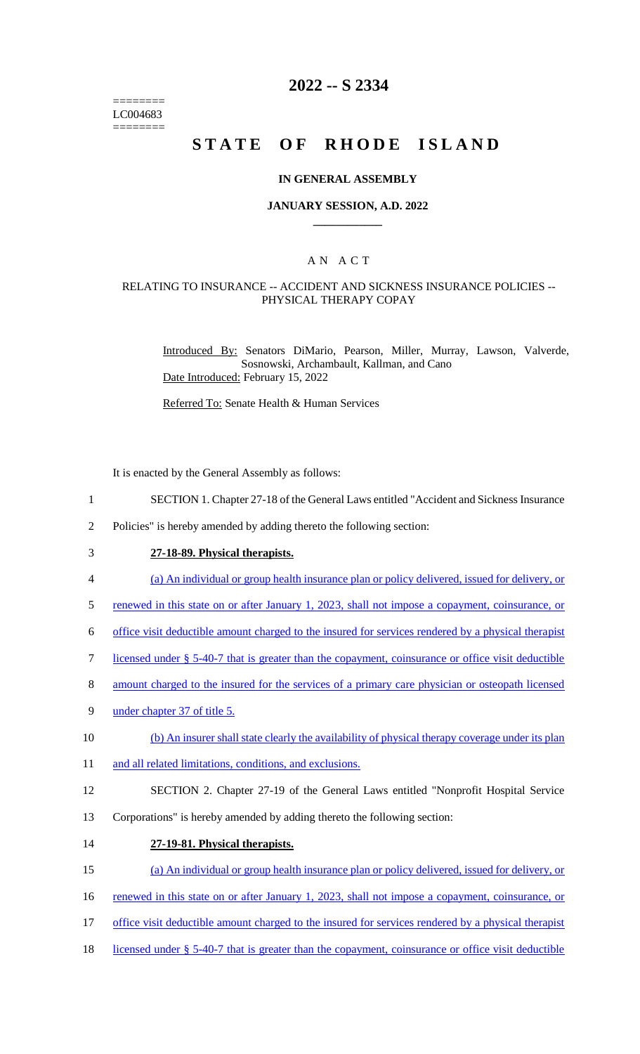========
LC004683
========

# 2022 -- S 2334

# STATE OF RHODE ISLAND

### IN GENERAL ASSEMBLY

### JANUARY SESSION, A.D. 2022

## A N A C T

### RELATING TO INSURANCE -- ACCIDENT AND SICKNESS INSURANCE POLICIES -- PHYSICAL THERAPY COPAY

Introduced By: Senators DiMario, Pearson, Miller, Murray, Lawson, Valverde, Sosnowski, Archambault, Kallman, and Cano
Date Introduced: February 15, 2022

Referred To: Senate Health & Human Services

It is enacted by the General Assembly as follows:

1 SECTION 1. Chapter 27-18 of the General Laws entitled "Accident and Sickness Insurance
2 Policies" is hereby amended by adding thereto the following section:

3 **27-18-89. Physical therapists.**

4 (a) An individual or group health insurance plan or policy delivered, issued for delivery, or
5 renewed in this state on or after January 1, 2023, shall not impose a copayment, coinsurance, or
6 office visit deductible amount charged to the insured for services rendered by a physical therapist
7 licensed under § 5-40-7 that is greater than the copayment, coinsurance or office visit deductible
8 amount charged to the insured for the services of a primary care physician or osteopath licensed
9 under chapter 37 of title 5.

10 (b) An insurer shall state clearly the availability of physical therapy coverage under its plan
11 and all related limitations, conditions, and exclusions.

12 SECTION 2. Chapter 27-19 of the General Laws entitled "Nonprofit Hospital Service
13 Corporations" is hereby amended by adding thereto the following section:

14 **27-19-81. Physical therapists.**

15 (a) An individual or group health insurance plan or policy delivered, issued for delivery, or
16 renewed in this state on or after January 1, 2023, shall not impose a copayment, coinsurance, or
17 office visit deductible amount charged to the insured for services rendered by a physical therapist
18 licensed under § 5-40-7 that is greater than the copayment, coinsurance or office visit deductible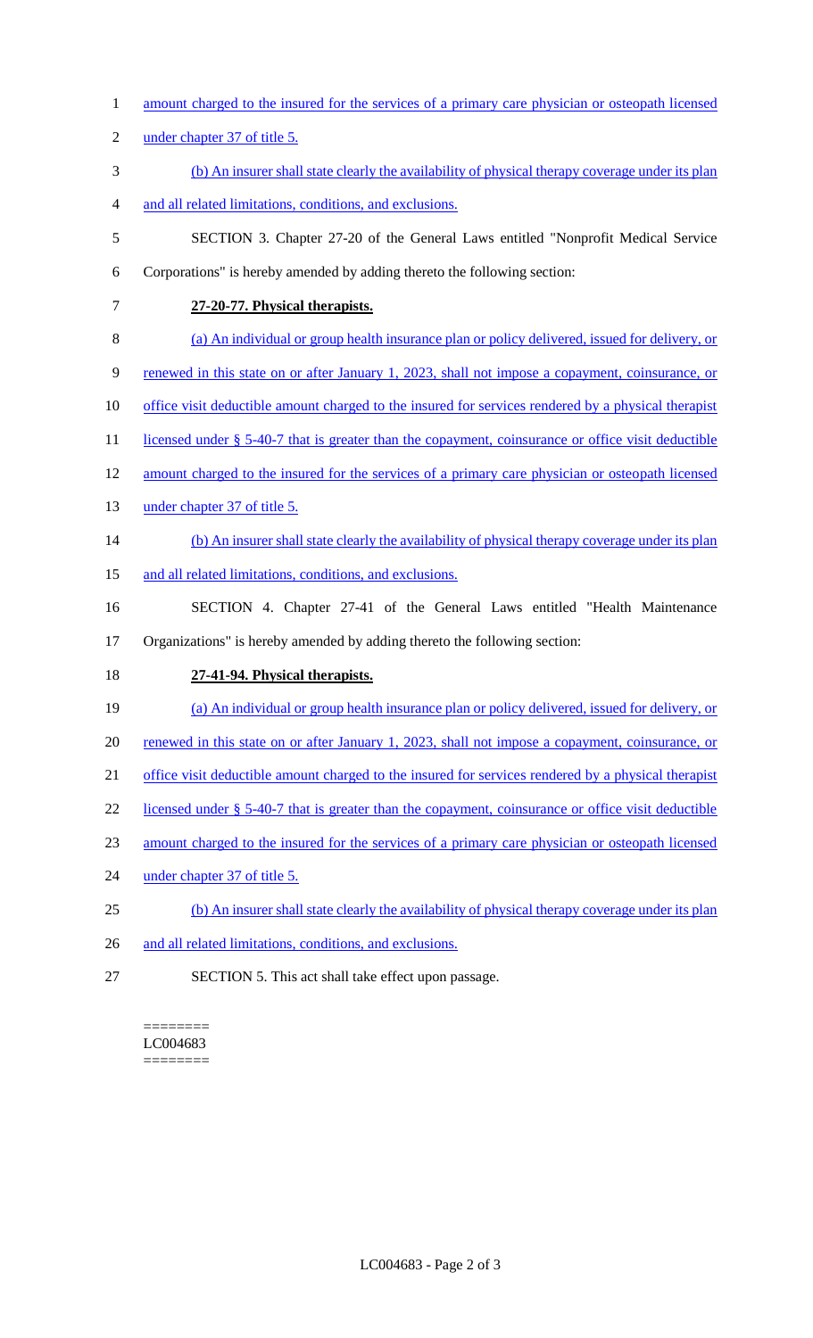amount charged to the insured for the services of a primary care physician or osteopath licensed under chapter 37 of title 5.

(b) An insurer shall state clearly the availability of physical therapy coverage under its plan and all related limitations, conditions, and exclusions.

SECTION 3. Chapter 27-20 of the General Laws entitled "Nonprofit Medical Service Corporations" is hereby amended by adding thereto the following section:

**27-20-77. Physical therapists.**

(a) An individual or group health insurance plan or policy delivered, issued for delivery, or renewed in this state on or after January 1, 2023, shall not impose a copayment, coinsurance, or office visit deductible amount charged to the insured for services rendered by a physical therapist licensed under § 5-40-7 that is greater than the copayment, coinsurance or office visit deductible amount charged to the insured for the services of a primary care physician or osteopath licensed under chapter 37 of title 5.

(b) An insurer shall state clearly the availability of physical therapy coverage under its plan and all related limitations, conditions, and exclusions.

SECTION 4. Chapter 27-41 of the General Laws entitled "Health Maintenance Organizations" is hereby amended by adding thereto the following section:

**27-41-94. Physical therapists.**

(a) An individual or group health insurance plan or policy delivered, issued for delivery, or renewed in this state on or after January 1, 2023, shall not impose a copayment, coinsurance, or office visit deductible amount charged to the insured for services rendered by a physical therapist licensed under § 5-40-7 that is greater than the copayment, coinsurance or office visit deductible amount charged to the insured for the services of a primary care physician or osteopath licensed under chapter 37 of title 5.

(b) An insurer shall state clearly the availability of physical therapy coverage under its plan and all related limitations, conditions, and exclusions.

SECTION 5. This act shall take effect upon passage.

========
LC004683
========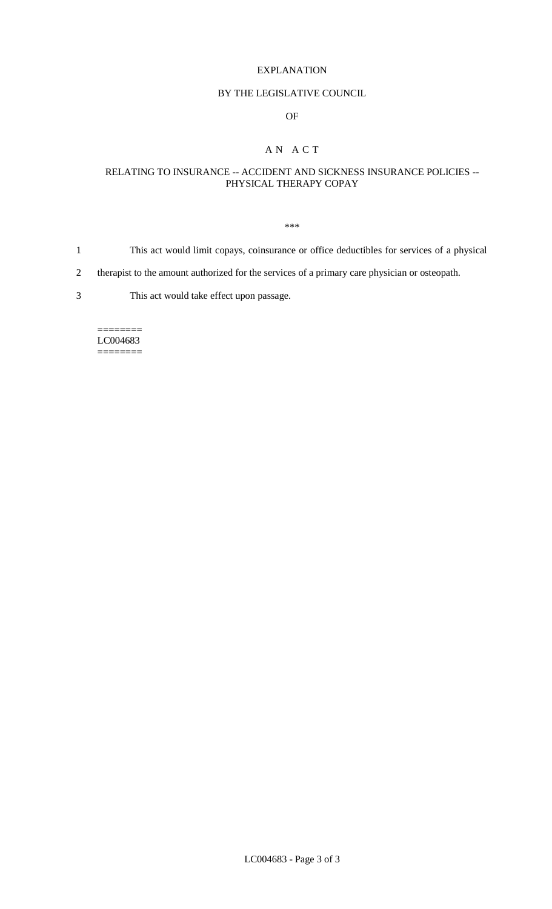EXPLANATION

BY THE LEGISLATIVE COUNCIL

OF

A N A C T

RELATING TO INSURANCE -- ACCIDENT AND SICKNESS INSURANCE POLICIES -- PHYSICAL THERAPY COPAY

***

1 This act would limit copays, coinsurance or office deductibles for services of a physical

2 therapist to the amount authorized for the services of a primary care physician or osteopath.

3 This act would take effect upon passage.

========
LC004683
========